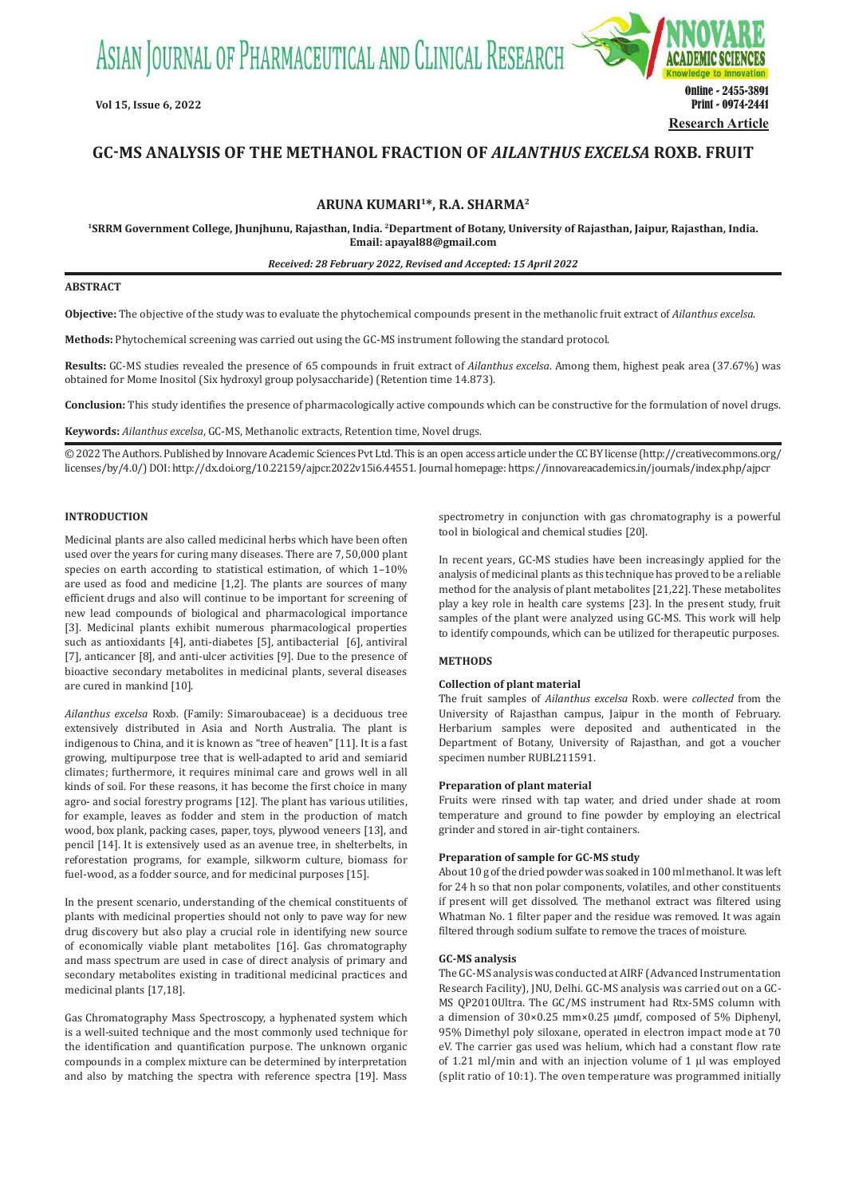# GC-MS ANALYSIS OF THE METHANOL FRACTION OF *AILANTHUS EXCELSA* ROXB. FRUIT

**ARUNA KUMARI[1]\*, R.A. SHARMA[2]**

[1]SRRM Government College, Jhunjhunu, Rajasthan, India. [2]Department of Botany, University of Rajasthan, Jaipur, Rajasthan, India. Email: apayal88@gmail.com

*Received: 28 February 2022, Revised and Accepted: 15 April 2022*

## ABSTRACT

**Objective:** The objective of the study was to evaluate the phytochemical compounds present in the methanolic fruit extract of *Ailanthus excelsa.*

**Methods:** Phytochemical screening was carried out using the GC-MS instrument following the standard protocol.

**Results:** GC-MS studies revealed the presence of 65 compounds in fruit extract of *Ailanthus excelsa*. Among them, highest peak area (37.67%) was obtained for Mome Inositol (Six hydroxyl group polysaccharide) (Retention time 14.873).

**Conclusion:** This study identifies the presence of pharmacologically active compounds which can be constructive for the formulation of novel drugs.

**Keywords:** *Ailanthus excelsa*, GC-MS, Methanolic extracts, Retention time, Novel drugs.

© 2022 The Authors. Published by Innovare Academic Sciences Pvt Ltd. This is an open access article under the CC BY license (http://creativecommons.org/licenses/by/4.0/) DOI: http://dx.doi.org/10.22159/ajpcr.2022v15i6.44551. Journal homepage: https://innovareacademics.in/journals/index.php/ajpcr

## INTRODUCTION

Medicinal plants are also called medicinal herbs which have been often used over the years for curing many diseases. There are 7, 50,000 plant species on earth according to statistical estimation, of which 1–10% are used as food and medicine [1,2]. The plants are sources of many efficient drugs and also will continue to be important for screening of new lead compounds of biological and pharmacological importance [3]. Medicinal plants exhibit numerous pharmacological properties such as antioxidants [4], anti-diabetes [5], antibacterial [6], antiviral [7], anticancer [8], and anti-ulcer activities [9]. Due to the presence of bioactive secondary metabolites in medicinal plants, several diseases are cured in mankind [10].

*Ailanthus excelsa* Roxb. (Family: Simaroubaceae) is a deciduous tree extensively distributed in Asia and North Australia. The plant is indigenous to China, and it is known as "tree of heaven" [11]. It is a fast growing, multipurpose tree that is well-adapted to arid and semiarid climates; furthermore, it requires minimal care and grows well in all kinds of soil. For these reasons, it has become the first choice in many agro- and social forestry programs [12]. The plant has various utilities, for example, leaves as fodder and stem in the production of match wood, box plank, packing cases, paper, toys, plywood veneers [13], and pencil [14]. It is extensively used as an avenue tree, in shelterbelts, in reforestation programs, for example, silkworm culture, biomass for fuel-wood, as a fodder source, and for medicinal purposes [15].

In the present scenario, understanding of the chemical constituents of plants with medicinal properties should not only to pave way for new drug discovery but also play a crucial role in identifying new source of economically viable plant metabolites [16]. Gas chromatography and mass spectrum are used in case of direct analysis of primary and secondary metabolites existing in traditional medicinal practices and medicinal plants [17,18].

Gas Chromatography Mass Spectroscopy, a hyphenated system which is a well-suited technique and the most commonly used technique for the identification and quantification purpose. The unknown organic compounds in a complex mixture can be determined by interpretation and also by matching the spectra with reference spectra [19]. Mass spectrometry in conjunction with gas chromatography is a powerful tool in biological and chemical studies [20].

In recent years, GC-MS studies have been increasingly applied for the analysis of medicinal plants as this technique has proved to be a reliable method for the analysis of plant metabolites [21,22]. These metabolites play a key role in health care systems [23]. In the present study, fruit samples of the plant were analyzed using GC-MS. This work will help to identify compounds, which can be utilized for therapeutic purposes.

## METHODS

### Collection of plant material

The fruit samples of *Ailanthus excelsa* Roxb. were *collected* from the University of Rajasthan campus, Jaipur in the month of February. Herbarium samples were deposited and authenticated in the Department of Botany, University of Rajasthan, and got a voucher specimen number RUBL211591.

### Preparation of plant material

Fruits were rinsed with tap water, and dried under shade at room temperature and ground to fine powder by employing an electrical grinder and stored in air-tight containers.

### Preparation of sample for GC-MS study

About 10 g of the dried powder was soaked in 100 ml methanol. It was left for 24 h so that non polar components, volatiles, and other constituents if present will get dissolved. The methanol extract was filtered using Whatman No. 1 filter paper and the residue was removed. It was again filtered through sodium sulfate to remove the traces of moisture.

### GC-MS analysis

The GC-MS analysis was conducted at AIRF (Advanced Instrumentation Research Facility), JNU, Delhi. GC-MS analysis was carried out on a GC-MS QP2010Ultra. The GC/MS instrument had Rtx-5MS column with a dimension of 30×0.25 mm×0.25 μmdf, composed of 5% Diphenyl, 95% Dimethyl poly siloxane, operated in electron impact mode at 70 eV. The carrier gas used was helium, which had a constant flow rate of 1.21 ml/min and with an injection volume of 1 μl was employed (split ratio of 10:1). The oven temperature was programmed initially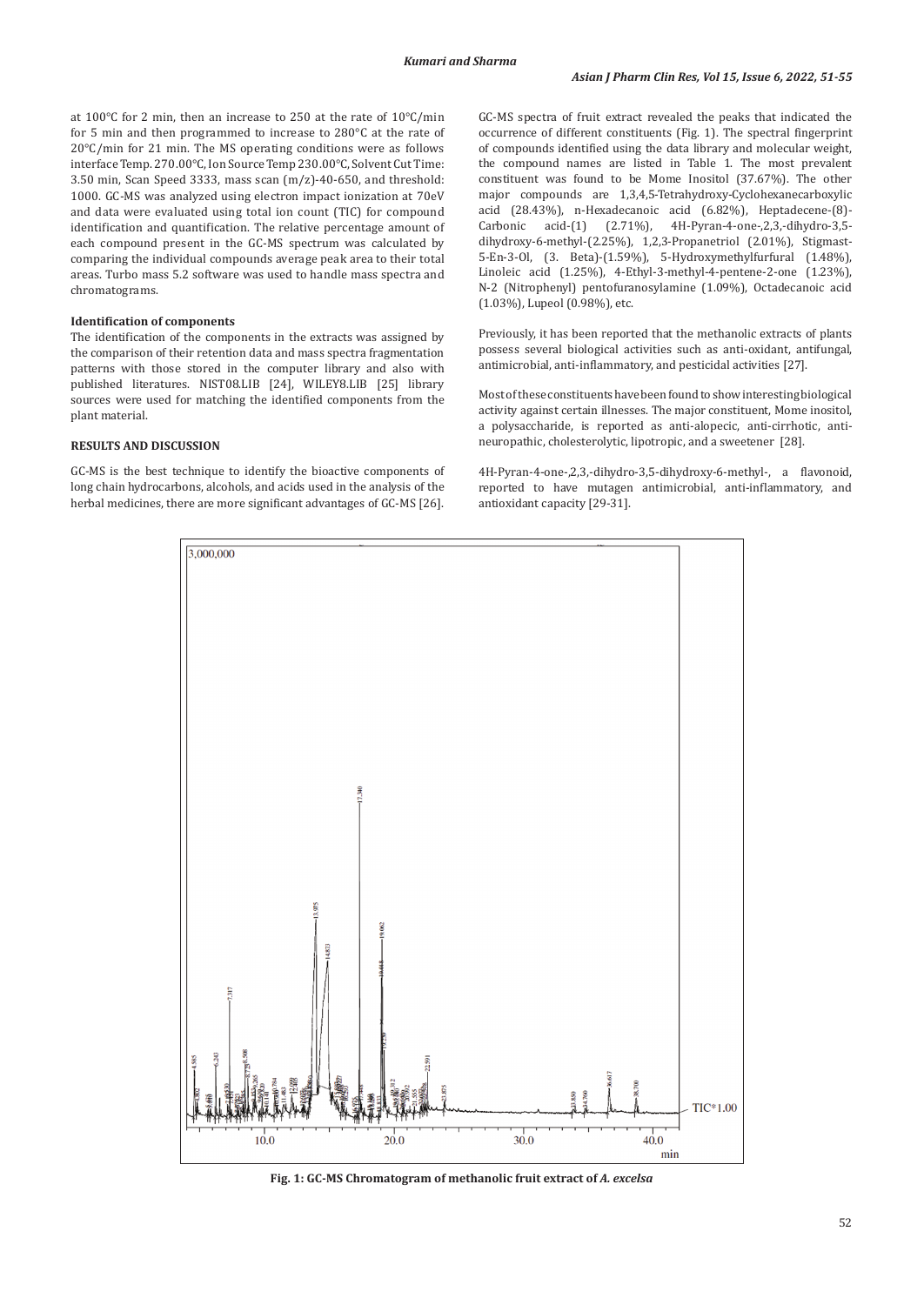at 100°C for 2 min, then an increase to 250 at the rate of 10°C/min for 5 min and then programmed to increase to 280°C at the rate of 20°C/min for 21 min. The MS operating conditions were as follows interface Temp. 270.00°C, Ion Source Temp 230.00°C, Solvent Cut Time: 3.50 min, Scan Speed 3333, mass scan (m/z)-40-650, and threshold: 1000. GC-MS was analyzed using electron impact ionization at 70eV and data were evaluated using total ion count (TIC) for compound identification and quantification. The relative percentage amount of each compound present in the GC-MS spectrum was calculated by comparing the individual compounds average peak area to their total areas. Turbo mass 5.2 software was used to handle mass spectra and chromatograms.

### Identification of components

The identification of the components in the extracts was assigned by the comparison of their retention data and mass spectra fragmentation patterns with those stored in the computer library and also with published literatures. NIST08.LIB [24], WILEY8.LIB [25] library sources were used for matching the identified components from the plant material.

## RESULTS AND DISCUSSION

GC-MS is the best technique to identify the bioactive components of long chain hydrocarbons, alcohols, and acids used in the analysis of the herbal medicines, there are more significant advantages of GC-MS [26].

GC-MS spectra of fruit extract revealed the peaks that indicated the occurrence of different constituents (Fig. 1). The spectral fingerprint of compounds identified using the data library and molecular weight, the compound names are listed in Table 1. The most prevalent constituent was found to be Mome Inositol (37.67%). The other major compounds are 1,3,4,5-Tetrahydroxy-Cyclohexanecarboxylic acid (28.43%), n-Hexadecanoic acid (6.82%), Heptadecene-(8)-Carbonic acid-(1) (2.71%), 4H-Pyran-4-one-,2,3,-dihydro-3,5-dihydroxy-6-methyl-(2.25%), 1,2,3-Propanetriol (2.01%), Stigmast-5-En-3-Ol, (3. Beta)-(1.59%), 5-Hydroxymethylfurfural (1.48%), Linoleic acid (1.25%), 4-Ethyl-3-methyl-4-pentene-2-one (1.23%), N-2 (Nitrophenyl) pentofuranosylamine (1.09%), Octadecanoic acid (1.03%), Lupeol (0.98%), etc.

Previously, it has been reported that the methanolic extracts of plants possess several biological activities such as anti-oxidant, antifungal, antimicrobial, anti-inflammatory, and pesticidal activities [27].

Most of these constituents have been found to show interesting biological activity against certain illnesses. The major constituent, Mome inositol, a polysaccharide, is reported as anti-alopecic, anti-cirrhotic, anti-neuropathic, cholesterolytic, lipotropic, and a sweetener [28].

4H-Pyran-4-one-,2,3,-dihydro-3,5-dihydroxy-6-methyl-, a flavonoid, reported to have mutagen antimicrobial, anti-inflammatory, and antioxidant capacity [29-31].

**Fig. 1: GC-MS Chromatogram of methanolic fruit extract of *A. excelsa***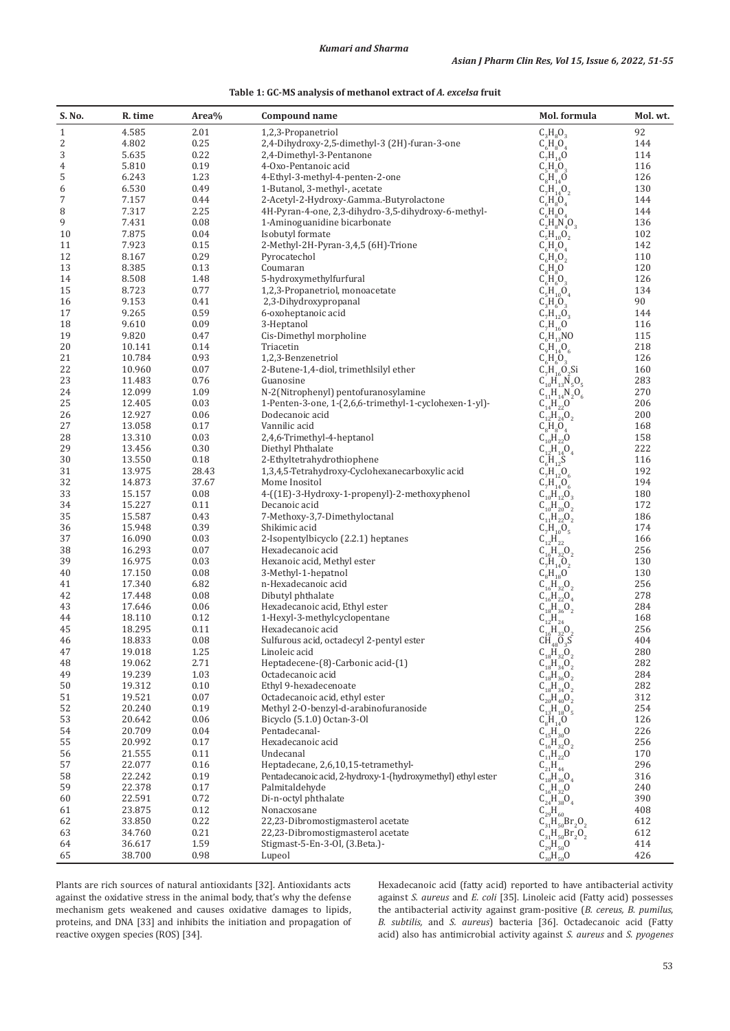**Table 1: GC-MS analysis of methanol extract of *A. excelsa* fruit**

| S. No. | R. time | Area% | Compound name | Mol. formula | Mol. wt. |
|---|---|---|---|---|---|
| 1 | 4.585 | 2.01 | 1,2,3-Propanetriol | $C_3H_8O_3$ | 92 |
| 2 | 4.802 | 0.25 | 2,4-Dihydroxy-2,5-dimethyl-3 (2H)-furan-3-one | $C_6H_8O_4$ | 144 |
| 3 | 5.635 | 0.22 | 2,4-Dimethyl-3-Pentanone | $C_7H_{14}O$ | 114 |
| 4 | 5.810 | 0.19 | 4-Oxo-Pentanoic acid | $C_5H_8O_3$ | 116 |
| 5 | 6.243 | 1.23 | 4-Ethyl-3-methyl-4-penten-2-one | $C_8H_{14}O$ | 126 |
| 6 | 6.530 | 0.49 | 1-Butanol, 3-methyl-, acetate | $C_7H_{14}O_2$ | 130 |
| 7 | 7.157 | 0.44 | 2-Acetyl-2-Hydroxy-.Gamma.-Butyrolactone | $C_6H_8O_4$ | 144 |
| 8 | 7.317 | 2.25 | 4H-Pyran-4-one, 2,3-dihydro-3,5-dihydroxy-6-methyl- | $C_6H_8O_4$ | 144 |
| 9 | 7.431 | 0.08 | 1-Aminoguanidine bicarbonate | $C_2H_8N_4O_3$ | 136 |
| 10 | 7.875 | 0.04 | Isobutyl formate | $C_5H_{10}O_2$ | 102 |
| 11 | 7.923 | 0.15 | 2-Methyl-2H-Pyran-3,4,5 (6H)-Trione | $C_6H_6O_4$ | 142 |
| 12 | 8.167 | 0.29 | Pyrocatechol | $C_6H_6O_2$ | 110 |
| 13 | 8.385 | 0.13 | Coumaran | $C_8H_8O$ | 120 |
| 14 | 8.508 | 1.48 | 5-hydroxymethylfurfural | $C_6H_6O_3$ | 126 |
| 15 | 8.723 | 0.77 | 1,2,3-Propanetriol, monoacetate | $C_5H_{10}O_4$ | 134 |
| 16 | 9.153 | 0.41 | 2,3-Dihydroxypropanal | $C_3H_6O_3$ | 90 |
| 17 | 9.265 | 0.59 | 6-oxoheptanoic acid | $C_7H_{12}O_3$ | 144 |
| 18 | 9.610 | 0.09 | 3-Heptanol | $C_7H_{16}O$ | 116 |
| 19 | 9.820 | 0.47 | Cis-Dimethyl morpholine | $C_6H_{13}NO$ | 115 |
| 20 | 10.141 | 0.14 | Triacetin | $C_9H_{14}O_6$ | 218 |
| 21 | 10.784 | 0.93 | 1,2,3-Benzenetriol | $C_6H_6O_3$ | 126 |
| 22 | 10.960 | 0.07 | 2-Butene-1,4-diol, trimethlsilyl ether | $C_7H_{16}O_2Si$ | 160 |
| 23 | 11.483 | 0.76 | Guanosine | $C_{10}H_{13}N_5O_5$ | 283 |
| 24 | 12.099 | 1.09 | N-2(Nitrophenyl) pentofuranosylamine | $C_{11}H_{14}N_2O_6$ | 270 |
| 25 | 12.405 | 0.03 | 1-Penten-3-one, 1-(2,6,6-trimethyl-1-cyclohexen-1-yl)- | $C_{14}H_{22}O$ | 206 |
| 26 | 12.927 | 0.06 | Dodecanoic acid | $C_{12}H_{24}O_2$ | 200 |
| 27 | 13.058 | 0.17 | Vannilic acid | $C_8H_8O_4$ | 168 |
| 28 | 13.310 | 0.03 | 2,4,6-Trimethyl-4-heptanol | $C_{10}H_{22}O$ | 158 |
| 29 | 13.456 | 0.30 | Diethyl Phthalate | $C_{12}H_{14}O_4$ | 222 |
| 30 | 13.550 | 0.18 | 2-Ethyltetrahydrothiophene | $C_6H_{12}S$ | 116 |
| 31 | 13.975 | 28.43 | 1,3,4,5-Tetrahydroxy-Cyclohexanecarboxylic acid | $C_7H_{12}O_6$ | 192 |
| 32 | 14.873 | 37.67 | Mome Inositol | $C_7H_{14}O_6$ | 194 |
| 33 | 15.157 | 0.08 | 4-((1E)-3-Hydroxy-1-propenyl)-2-methoxyphenol | $C_{10}H_{12}O_3$ | 180 |
| 34 | 15.227 | 0.11 | Decanoic acid | $C_{10}H_{20}O_2$ | 172 |
| 35 | 15.587 | 0.43 | 7-Methoxy-3,7-Dimethyloctanal | $C_{11}H_{22}O_2$ | 186 |
| 36 | 15.948 | 0.39 | Shikimic acid | $C_7H_{10}O_5$ | 174 |
| 37 | 16.090 | 0.03 | 2-Isopentylbicyclo (2.2.1) heptanes | $C_{12}H_{22}$ | 166 |
| 38 | 16.293 | 0.07 | Hexadecanoic acid | $C_{16}H_{32}O_2$ | 256 |
| 39 | 16.975 | 0.03 | Hexanoic acid, Methyl ester | $C_7H_{14}O_2$ | 130 |
| 40 | 17.150 | 0.08 | 3-Methyl-1-hepatnol | $C_8H_{18}O$ | 130 |
| 41 | 17.340 | 6.82 | n-Hexadecanoic acid | $C_{16}H_{32}O_2$ | 256 |
| 42 | 17.448 | 0.08 | Dibutyl phthalate | $C_{16}H_{22}O_4$ | 278 |
| 43 | 17.646 | 0.06 | Hexadecanoic acid, Ethyl ester | $C_{18}H_{36}O_2$ | 284 |
| 44 | 18.110 | 0.12 | 1-Hexyl-3-methylcyclopentane | $C_{12}H_{24}$ | 168 |
| 45 | 18.295 | 0.11 | Hexadecanoic acid | $C_{16}H_{32}O_2$ | 256 |
| 46 | 18.833 | 0.08 | Sulfurous acid, octadecyl 2-pentyl ester | $CH_{48}O_3S$ | 404 |
| 47 | 19.018 | 1.25 | Linoleic acid | $C_{18}H_{32}O_2$ | 280 |
| 48 | 19.062 | 2.71 | Heptadecene-(8)-Carbonic acid-(1) | $C_{18}H_{34}O_2$ | 282 |
| 49 | 19.239 | 1.03 | Octadecanoic acid | $C_{18}H_{36}O_2$ | 284 |
| 50 | 19.312 | 0.10 | Ethyl 9-hexadecenoate | $C_{18}H_{34}O_2$ | 282 |
| 51 | 19.521 | 0.07 | Octadecanoic acid, ethyl ester | $C_{20}H_{40}O_2$ | 312 |
| 52 | 20.240 | 0.19 | Methyl 2-O-benzyl-d-arabinofuranoside | $C_{13}H_{18}O_5$ | 254 |
| 53 | 20.642 | 0.06 | Bicyclo (5.1.0) Octan-3-Ol | $C_8H_{14}O$ | 126 |
| 54 | 20.709 | 0.04 | Pentadecanal- | $C_{15}H_{30}O$ | 226 |
| 55 | 20.992 | 0.17 | Hexadecanoic acid | $C_{16}H_{32}O_2$ | 256 |
| 56 | 21.555 | 0.11 | Undecanal | $C_{11}H_{22}O$ | 170 |
| 57 | 22.077 | 0.16 | Heptadecane, 2,6,10,15-tetramethyl- | $C_{21}H_{44}$ | 296 |
| 58 | 22.242 | 0.19 | Pentadecanoic acid, 2-hydroxy-1-(hydroxymethyl) ethyl ester | $C_{18}H_{36}O_4$ | 316 |
| 59 | 22.378 | 0.17 | Palmitaldehyde | $C_{16}H_{32}O$ | 240 |
| 60 | 22.591 | 0.72 | Di-n-octyl phthalate | $C_{24}H_{38}O_4$ | 390 |
| 61 | 23.875 | 0.12 | Nonacxosane | $C_{29}H_{60}$ | 408 |
| 62 | 33.850 | 0.22 | 22,23-Dibromostigmasterol acetate | $C_{31}H_{50}Br_2O_2$ | 612 |
| 63 | 34.760 | 0.21 | 22,23-Dibromostigmasterol acetate | $C_{31}H_{50}Br_2O_2$ | 612 |
| 64 | 36.617 | 1.59 | Stigmast-5-En-3-Ol, (3.Beta.)- | $C_{29}H_{50}O$ | 414 |
| 65 | 38.700 | 0.98 | Lupeol | $C_{30}H_{50}O$ | 426 |

Plants are rich sources of natural antioxidants [32]. Antioxidants acts against the oxidative stress in the animal body, that's why the defense mechanism gets weakened and causes oxidative damages to lipids, proteins, and DNA [33] and inhibits the initiation and propagation of reactive oxygen species (ROS) [34].

Hexadecanoic acid (fatty acid) reported to have antibacterial activity against *S. aureus* and *E. coli* [35]. Linoleic acid (Fatty acid) possesses the antibacterial activity against gram-positive (*B. cereus, B. pumilus, B. subtilis,* and *S. aureus*) bacteria [36]. Octadecanoic acid (Fatty acid) also has antimicrobial activity against *S. aureus* and *S. pyogenes*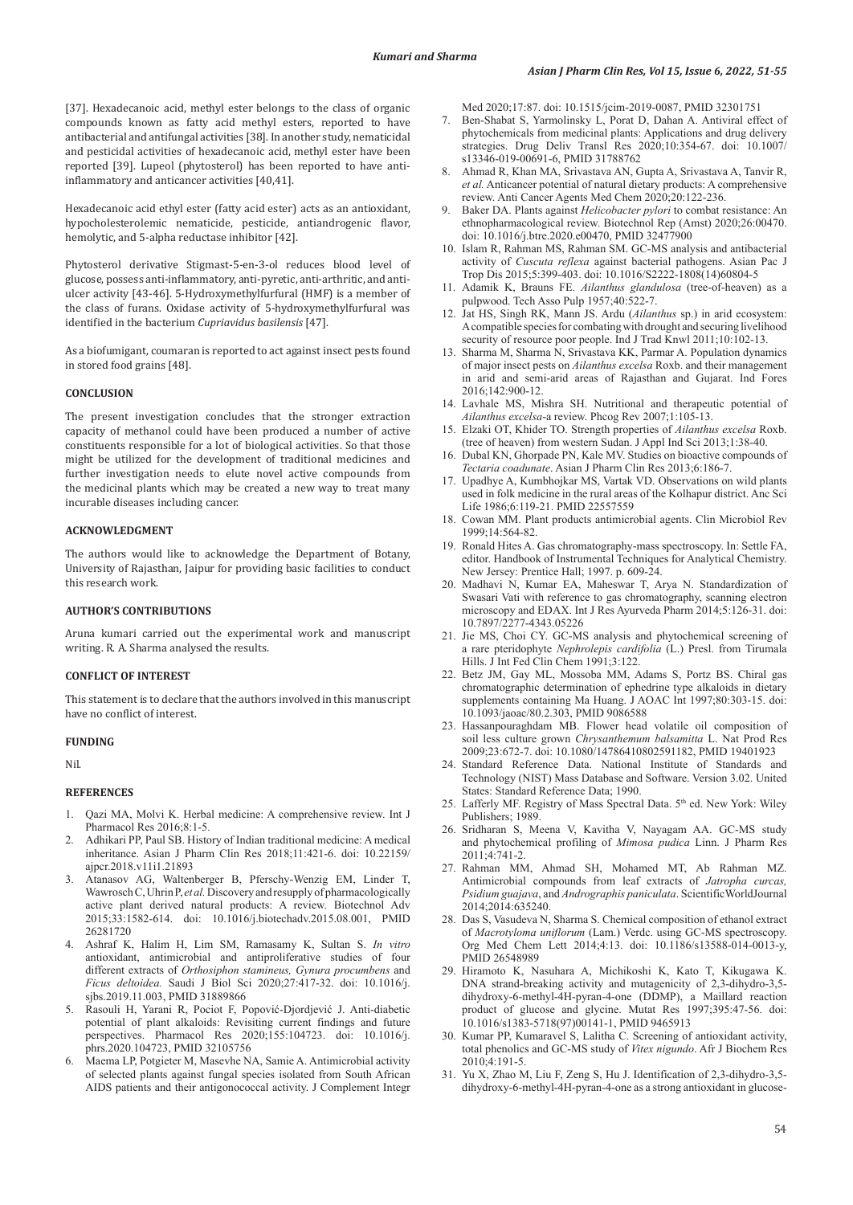[37]. Hexadecanoic acid, methyl ester belongs to the class of organic compounds known as fatty acid methyl esters, reported to have antibacterial and antifungal activities [38]. In another study, nematicidal and pesticidal activities of hexadecanoic acid, methyl ester have been reported [39]. Lupeol (phytosterol) has been reported to have anti-inflammatory and anticancer activities [40,41].

Hexadecanoic acid ethyl ester (fatty acid ester) acts as an antioxidant, hypocholesterolemic nematicide, pesticide, antiandrogenic flavor, hemolytic, and 5-alpha reductase inhibitor [42].

Phytosterol derivative Stigmast-5-en-3-ol reduces blood level of glucose, possess anti-inflammatory, anti-pyretic, anti-arthritic, and anti-ulcer activity [43-46]. 5-Hydroxymethylfurfural (HMF) is a member of the class of furans. Oxidase activity of 5-hydroxymethylfurfural was identified in the bacterium *Cupriavidus basilensis* [47].

As a biofumigant, coumaran is reported to act against insect pests found in stored food grains [48].

## CONCLUSION

The present investigation concludes that the stronger extraction capacity of methanol could have been produced a number of active constituents responsible for a lot of biological activities. So that those might be utilized for the development of traditional medicines and further investigation needs to elute novel active compounds from the medicinal plants which may be created a new way to treat many incurable diseases including cancer.

## ACKNOWLEDGMENT

The authors would like to acknowledge the Department of Botany, University of Rajasthan, Jaipur for providing basic facilities to conduct this research work.

## AUTHOR'S CONTRIBUTIONS

Aruna kumari carried out the experimental work and manuscript writing. R. A. Sharma analysed the results.

## CONFLICT OF INTEREST

This statement is to declare that the authors involved in this manuscript have no conflict of interest.

## FUNDING

Nil.

## REFERENCES

1. Qazi MA, Molvi K. Herbal medicine: A comprehensive review. Int J Pharmacol Res 2016;8:1-5.
2. Adhikari PP, Paul SB. History of Indian traditional medicine: A medical inheritance. Asian J Pharm Clin Res 2018;11:421-6. doi: 10.22159/ajpcr.2018.v11i1.21893
3. Atanasov AG, Waltenberger B, Pferschy-Wenzig EM, Linder T, Wawrosch C, Uhrin P, *et al.* Discovery and resupply of pharmacologically active plant derived natural products: A review. Biotechnol Adv 2015;33:1582-614. doi: 10.1016/j.biotechadv.2015.08.001, PMID 26281720
4. Ashraf K, Halim H, Lim SM, Ramasamy K, Sultan S. *In vitro* antioxidant, antimicrobial and antiproliferative studies of four different extracts of *Orthosiphon stamineus, Gynura procumbens* and *Ficus deltoidea.* Saudi J Biol Sci 2020;27:417-32. doi: 10.1016/j.sjbs.2019.11.003, PMID 31889866
5. Rasouli H, Yarani R, Pociot F, Popović-Djordjević J. Anti-diabetic potential of plant alkaloids: Revisiting current findings and future perspectives. Pharmacol Res 2020;155:104723. doi: 10.1016/j.phrs.2020.104723, PMID 32105756
6. Maema LP, Potgieter M, Masevhe NA, Samie A. Antimicrobial activity of selected plants against fungal species isolated from South African AIDS patients and their antigonococcal activity. J Complement Integr Med 2020;17:87. doi: 10.1515/jcim-2019-0087, PMID 32301751
7. Ben-Shabat S, Yarmolinsky L, Porat D, Dahan A. Antiviral effect of phytochemicals from medicinal plants: Applications and drug delivery strategies. Drug Deliv Transl Res 2020;10:354-67. doi: 10.1007/s13346-019-00691-6, PMID 31788762
8. Ahmad R, Khan MA, Srivastava AN, Gupta A, Srivastava A, Tanvir R, *et al.* Anticancer potential of natural dietary products: A comprehensive review. Anti Cancer Agents Med Chem 2020;20:122-236.
9. Baker DA. Plants against *Helicobacter pylori* to combat resistance: An ethnopharmacological review. Biotechnol Rep (Amst) 2020;26:00470. doi: 10.1016/j.btre.2020.e00470, PMID 32477900
10. Islam R, Rahman MS, Rahman SM. GC-MS analysis and antibacterial activity of *Cuscuta reflexa* against bacterial pathogens. Asian Pac J Trop Dis 2015;5:399-403. doi: 10.1016/S2222-1808(14)60804-5
11. Adamik K, Brauns FE. *Ailanthus glandulosa* (tree-of-heaven) as a pulpwood. Tech Asso Pulp 1957;40:522-7.
12. Jat HS, Singh RK, Mann JS. Ardu (*Ailanthus* sp.) in arid ecosystem: A compatible species for combating with drought and securing livelihood security of resource poor people. Ind J Trad Knwl 2011;10:102-13.
13. Sharma M, Sharma N, Srivastava KK, Parmar A. Population dynamics of major insect pests on *Ailanthus excelsa* Roxb. and their management in arid and semi-arid areas of Rajasthan and Gujarat. Ind Fores 2016;142:900-12.
14. Lavhale MS, Mishra SH. Nutritional and therapeutic potential of *Ailanthus excelsa*-a review. Phcog Rev 2007;1:105-13.
15. Elzaki OT, Khider TO. Strength properties of *Ailanthus excelsa* Roxb. (tree of heaven) from western Sudan. J Appl Ind Sci 2013;1:38-40.
16. Dubal KN, Ghorpade PN, Kale MV. Studies on bioactive compounds of *Tectaria coadunate*. Asian J Pharm Clin Res 2013;6:186-7.
17. Upadhye A, Kumbhojkar MS, Vartak VD. Observations on wild plants used in folk medicine in the rural areas of the Kolhapur district. Anc Sci Life 1986;6:119-21. PMID 22557559
18. Cowan MM. Plant products antimicrobial agents. Clin Microbiol Rev 1999;14:564-82.
19. Ronald Hites A. Gas chromatography-mass spectroscopy. In: Settle FA, editor. Handbook of Instrumental Techniques for Analytical Chemistry. New Jersey: Prentice Hall; 1997. p. 609-24.
20. Madhavi N, Kumar EA, Maheswar T, Arya N. Standardization of Swasari Vati with reference to gas chromatography, scanning electron microscopy and EDAX. Int J Res Ayurveda Pharm 2014;5:126-31. doi: 10.7897/2277-4343.05226
21. Jie MS, Choi CY. GC-MS analysis and phytochemical screening of a rare pteridophyte *Nephrolepis cardifolia* (L.) Presl. from Tirumala Hills. J Int Fed Clin Chem 1991;3:122.
22. Betz JM, Gay ML, Mossoba MM, Adams S, Portz BS. Chiral gas chromatographic determination of ephedrine type alkaloids in dietary supplements containing Ma Huang. J AOAC Int 1997;80:303-15. doi: 10.1093/jaoac/80.2.303, PMID 9086588
23. Hassanpouraghdam MB. Flower head volatile oil composition of soil less culture grown *Chrysanthemum balsamitta* L. Nat Prod Res 2009;23:672-7. doi: 10.1080/14786410802591182, PMID 19401923
24. Standard Reference Data. National Institute of Standards and Technology (NIST) Mass Database and Software. Version 3.02. United States: Standard Reference Data; 1990.
25. Lafferly MF. Registry of Mass Spectral Data. 5th ed. New York: Wiley Publishers; 1989.
26. Sridharan S, Meena V, Kavitha V, Nayagam AA. GC-MS study and phytochemical profiling of *Mimosa pudica* Linn. J Pharm Res 2011;4:741-2.
27. Rahman MM, Ahmad SH, Mohamed MT, Ab Rahman MZ. Antimicrobial compounds from leaf extracts of *Jatropha curcas, Psidium guajava*, and *Andrographis paniculata*. ScientificWorldJournal 2014;2014:635240.
28. Das S, Vasudeva N, Sharma S. Chemical composition of ethanol extract of *Macrotyloma uniflorum* (Lam.) Verdc. using GC-MS spectroscopy. Org Med Chem Lett 2014;4:13. doi: 10.1186/s13588-014-0013-y, PMID 26548989
29. Hiramoto K, Nasuhara A, Michikoshi K, Kato T, Kikugawa K. DNA strand-breaking activity and mutagenicity of 2,3-dihydro-3,5-dihydroxy-6-methyl-4H-pyran-4-one (DDMP), a Maillard reaction product of glucose and glycine. Mutat Res 1997;395:47-56. doi: 10.1016/s1383-5718(97)00141-1, PMID 9465913
30. Kumar PP, Kumaravel S, Lalitha C. Screening of antioxidant activity, total phenolics and GC-MS study of *Vitex nigundo*. Afr J Biochem Res 2010;4:191-5.
31. Yu X, Zhao M, Liu F, Zeng S, Hu J. Identification of 2,3-dihydro-3,5-dihydroxy-6-methyl-4H-pyran-4-one as a strong antioxidant in glucose-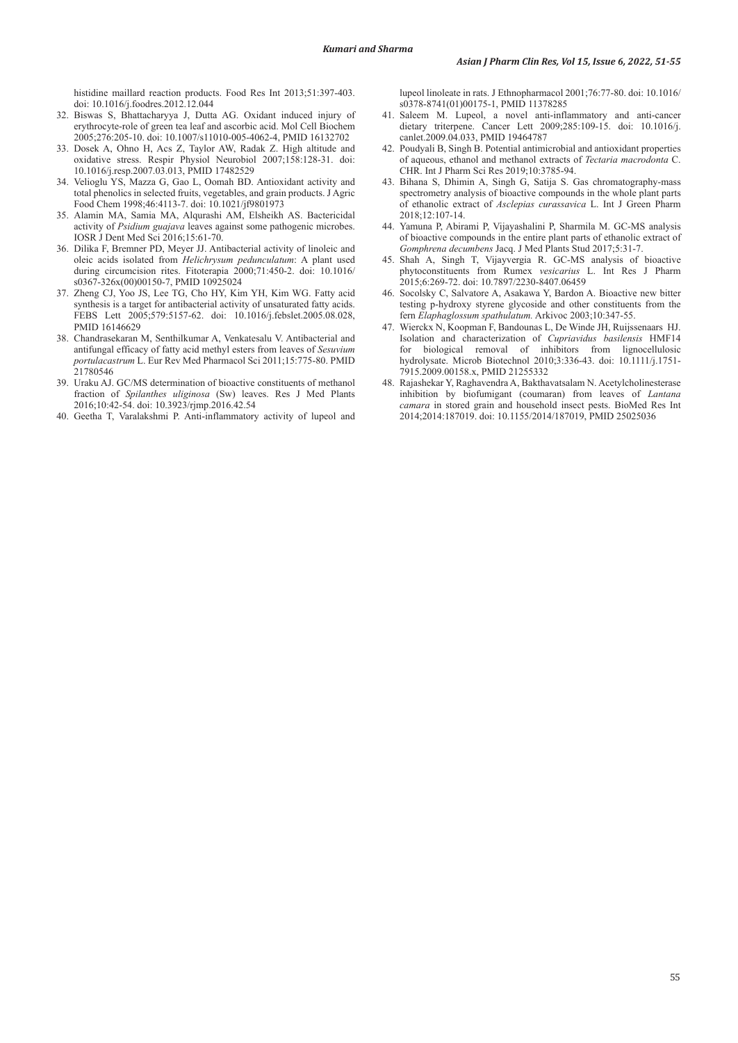histidine maillard reaction products. Food Res Int 2013;51:397-403. doi: 10.1016/j.foodres.2012.12.044

32. Biswas S, Bhattacharyya J, Dutta AG. Oxidant induced injury of erythrocyte-role of green tea leaf and ascorbic acid. Mol Cell Biochem 2005;276:205-10. doi: 10.1007/s11010-005-4062-4, PMID 16132702
33. Dosek A, Ohno H, Acs Z, Taylor AW, Radak Z. High altitude and oxidative stress. Respir Physiol Neurobiol 2007;158:128-31. doi: 10.1016/j.resp.2007.03.013, PMID 17482529
34. Velioglu YS, Mazza G, Gao L, Oomah BD. Antioxidant activity and total phenolics in selected fruits, vegetables, and grain products. J Agric Food Chem 1998;46:4113-7. doi: 10.1021/jf9801973
35. Alamin MA, Samia MA, Alqurashi AM, Elsheikh AS. Bactericidal activity of *Psidium guajava* leaves against some pathogenic microbes. IOSR J Dent Med Sci 2016;15:61-70.
36. Dilika F, Bremner PD, Meyer JJ. Antibacterial activity of linoleic and oleic acids isolated from *Helichrysum pedunculatum*: A plant used during circumcision rites. Fitoterapia 2000;71:450-2. doi: 10.1016/s0367-326x(00)00150-7, PMID 10925024
37. Zheng CJ, Yoo JS, Lee TG, Cho HY, Kim YH, Kim WG. Fatty acid synthesis is a target for antibacterial activity of unsaturated fatty acids. FEBS Lett 2005;579:5157-62. doi: 10.1016/j.febslet.2005.08.028, PMID 16146629
38. Chandrasekaran M, Senthilkumar A, Venkatesalu V. Antibacterial and antifungal efficacy of fatty acid methyl esters from leaves of *Sesuvium portulacastrum* L. Eur Rev Med Pharmacol Sci 2011;15:775-80. PMID 21780546
39. Uraku AJ. GC/MS determination of bioactive constituents of methanol fraction of *Spilanthes uliginosa* (Sw) leaves. Res J Med Plants 2016;10:42-54. doi: 10.3923/rjmp.2016.42.54
40. Geetha T, Varalakshmi P. Anti-inflammatory activity of lupeol and lupeol linoleate in rats. J Ethnopharmacol 2001;76:77-80. doi: 10.1016/s0378-8741(01)00175-1, PMID 11378285
41. Saleem M. Lupeol, a novel anti-inflammatory and anti-cancer dietary triterpene. Cancer Lett 2009;285:109-15. doi: 10.1016/j.canlet.2009.04.033, PMID 19464787
42. Poudyali B, Singh B. Potential antimicrobial and antioxidant properties of aqueous, ethanol and methanol extracts of *Tectaria macrodonta* C. CHR. Int J Pharm Sci Res 2019;10:3785-94.
43. Bihana S, Dhimin A, Singh G, Satija S. Gas chromatography-mass spectrometry analysis of bioactive compounds in the whole plant parts of ethanolic extract of *Asclepias curassavica* L. Int J Green Pharm 2018;12:107-14.
44. Yamuna P, Abirami P, Vijayashalini P, Sharmila M. GC-MS analysis of bioactive compounds in the entire plant parts of ethanolic extract of *Gomphrena decumbens* Jacq. J Med Plants Stud 2017;5:31-7.
45. Shah A, Singh T, Vijayvergia R. GC-MS analysis of bioactive phytoconstituents from Rumex *vesicarius* L. Int Res J Pharm 2015;6:269-72. doi: 10.7897/2230-8407.06459
46. Socolsky C, Salvatore A, Asakawa Y, Bardon A. Bioactive new bitter testing p-hydroxy styrene glycoside and other constituents from the fern *Elaphaglossum spathulatum.* Arkivoc 2003;10:347-55.
47. Wierckx N, Koopman F, Bandounas L, De Winde JH, Ruijssenaars HJ. Isolation and characterization of *Cupriavidus basilensis* HMF14 for biological removal of inhibitors from lignocellulosic hydrolysate. Microb Biotechnol 2010;3:336-43. doi: 10.1111/j.1751-7915.2009.00158.x, PMID 21255332
48. Rajashekar Y, Raghavendra A, Bakthavatsalam N. Acetylcholinesterase inhibition by biofumigant (coumaran) from leaves of *Lantana camara* in stored grain and household insect pests. BioMed Res Int 2014;2014:187019. doi: 10.1155/2014/187019, PMID 25025036